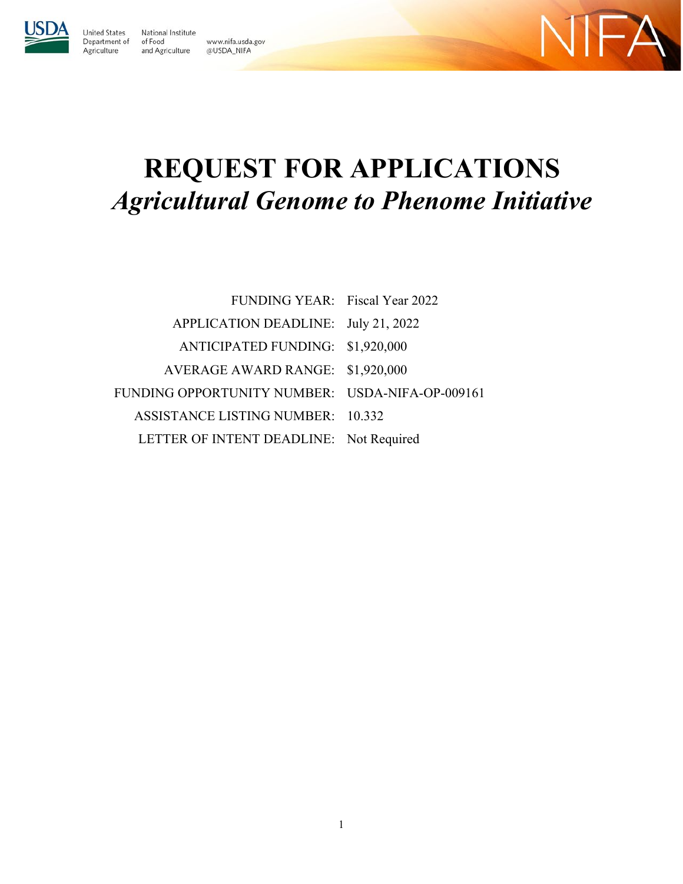United States Department of Agriculture

National Institute of Food and Agriculture

www.nifa.usda.gov
@USDA_NIFA

NIFA

# REQUEST FOR APPLICATIONS
## *Agricultural Genome to Phenome Initiative*

| | |
|---|---|
| FUNDING YEAR: | Fiscal Year 2022 |
| APPLICATION DEADLINE: | July 21, 2022 |
| ANTICIPATED FUNDING: | $1,920,000 |
| AVERAGE AWARD RANGE: | $1,920,000 |
| FUNDING OPPORTUNITY NUMBER: | USDA-NIFA-OP-009161 |
| ASSISTANCE LISTING NUMBER: | 10.332 |
| LETTER OF INTENT DEADLINE: | Not Required |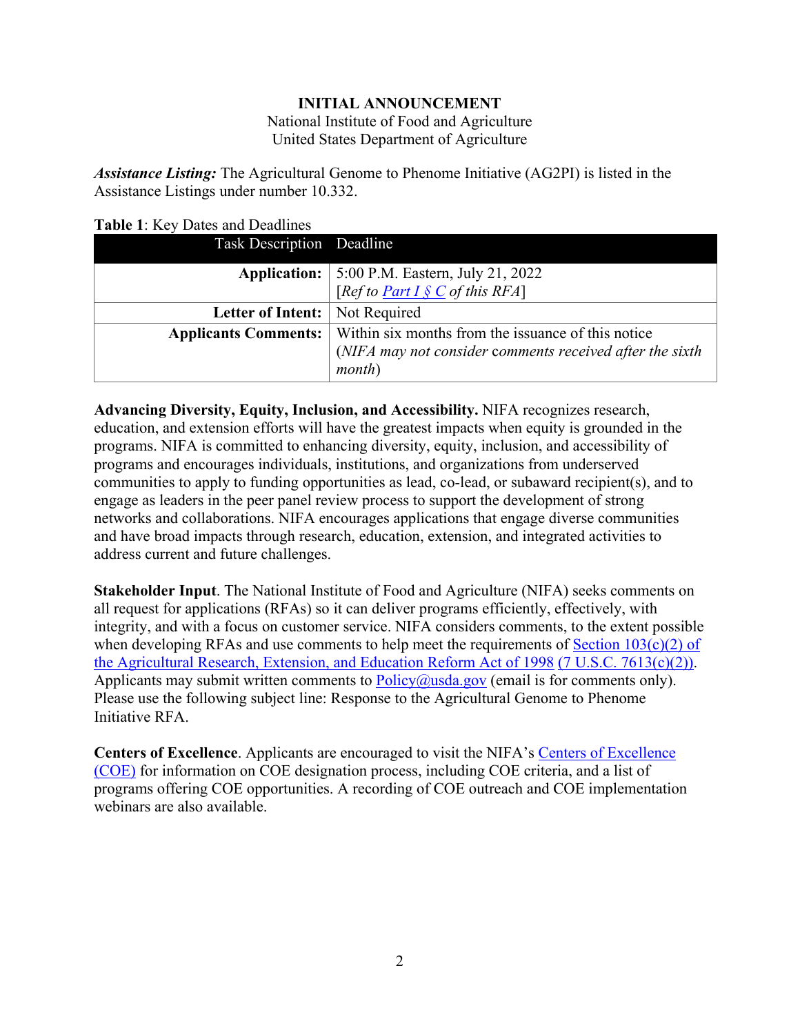**INITIAL ANNOUNCEMENT**
National Institute of Food and Agriculture
United States Department of Agriculture

***Assistance Listing:*** The Agricultural Genome to Phenome Initiative (AG2PI) is listed in the Assistance Listings under number 10.332.

**Table 1**: Key Dates and Deadlines

| Task Description | Deadline |
| --- | --- |
| **Application:** | 5:00 P.M. Eastern, July 21, 2022 [*Ref to Part I § C of this RFA*] |
| **Letter of Intent:** | Not Required |
| **Applicants Comments:** | Within six months from the issuance of this notice (*NIFA may not consider* comments *received after the sixth month*) |

**Advancing Diversity, Equity, Inclusion, and Accessibility.** NIFA recognizes research, education, and extension efforts will have the greatest impacts when equity is grounded in the programs. NIFA is committed to enhancing diversity, equity, inclusion, and accessibility of programs and encourages individuals, institutions, and organizations from underserved communities to apply to funding opportunities as lead, co-lead, or subaward recipient(s), and to engage as leaders in the peer panel review process to support the development of strong networks and collaborations. NIFA encourages applications that engage diverse communities and have broad impacts through research, education, extension, and integrated activities to address current and future challenges.

**Stakeholder Input**. The National Institute of Food and Agriculture (NIFA) seeks comments on all request for applications (RFAs) so it can deliver programs efficiently, effectively, with integrity, and with a focus on customer service. NIFA considers comments, to the extent possible when developing RFAs and use comments to help meet the requirements of Section 103(c)(2) of the Agricultural Research, Extension, and Education Reform Act of 1998 (7 U.S.C. 7613(c)(2)). Applicants may submit written comments to Policy@usda.gov (email is for comments only). Please use the following subject line: Response to the Agricultural Genome to Phenome Initiative RFA.

**Centers of Excellence**. Applicants are encouraged to visit the NIFA's Centers of Excellence (COE) for information on COE designation process, including COE criteria, and a list of programs offering COE opportunities. A recording of COE outreach and COE implementation webinars are also available.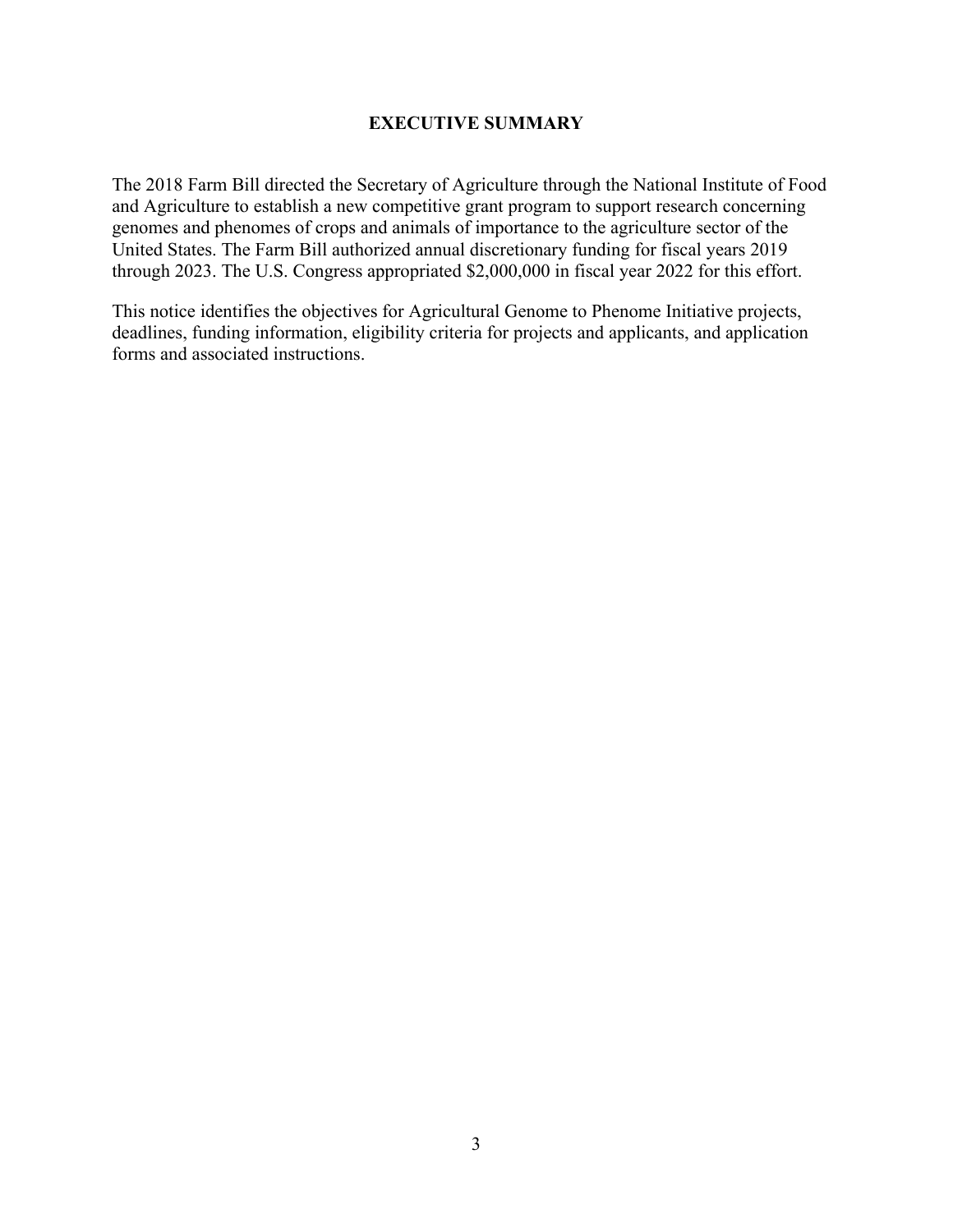## EXECUTIVE SUMMARY

The 2018 Farm Bill directed the Secretary of Agriculture through the National Institute of Food and Agriculture to establish a new competitive grant program to support research concerning genomes and phenomes of crops and animals of importance to the agriculture sector of the United States. The Farm Bill authorized annual discretionary funding for fiscal years 2019 through 2023. The U.S. Congress appropriated $2,000,000 in fiscal year 2022 for this effort.

This notice identifies the objectives for Agricultural Genome to Phenome Initiative projects, deadlines, funding information, eligibility criteria for projects and applicants, and application forms and associated instructions.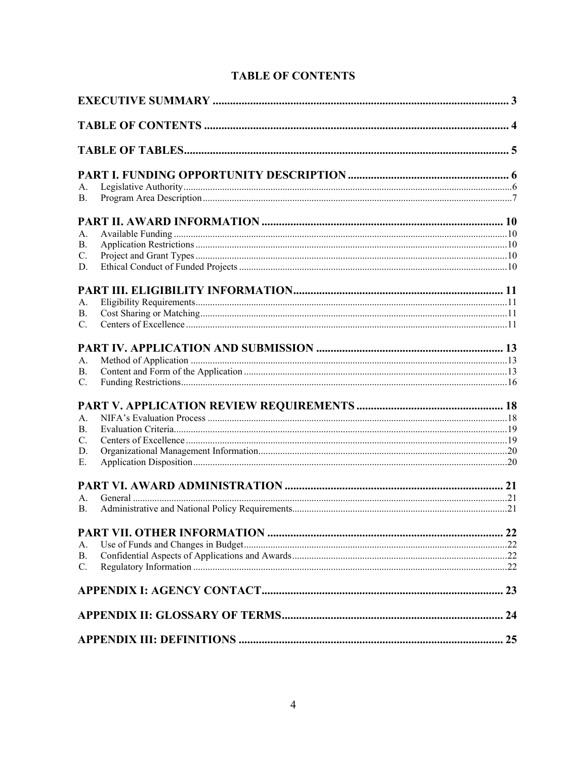# TABLE OF CONTENTS

**EXECUTIVE SUMMARY** ..................................................................................................... 3

**TABLE OF CONTENTS** ..................................................................................................... 4

**TABLE OF TABLES** ........................................................................................................... 5

**PART I. FUNDING OPPORTUNITY DESCRIPTION** ........................................................ 6

A. Legislative Authority .......................................................................................................... 6
B. Program Area Description .................................................................................................. 7

**PART II. AWARD INFORMATION** ................................................................................... 10

A. Available Funding ............................................................................................................. 10
B. Application Restrictions .................................................................................................... 10
C. Project and Grant Types .................................................................................................... 10
D. Ethical Conduct of Funded Projects .................................................................................. 10

**PART III. ELIGIBILITY INFORMATION** ......................................................................... 11

A. Eligibility Requirements .................................................................................................... 11
B. Cost Sharing or Matching .................................................................................................. 11
C. Centers of Excellence ........................................................................................................ 11

**PART IV. APPLICATION AND SUBMISSION** ................................................................. 13

A. Method of Application ...................................................................................................... 13
B. Content and Form of the Application ................................................................................ 13
C. Funding Restrictions .......................................................................................................... 16

**PART V. APPLICATION REVIEW REQUIREMENTS** ................................................... 18

A. NIFA's Evaluation Process ................................................................................................ 18
B. Evaluation Criteria ............................................................................................................. 19
C. Centers of Excellence ........................................................................................................ 19
D. Organizational Management Information ......................................................................... 20
E. Application Disposition ..................................................................................................... 20

**PART VI. AWARD ADMINISTRATION** ........................................................................... 21

A. General .............................................................................................................................. 21
B. Administrative and National Policy Requirements ............................................................ 21

**PART VII. OTHER INFORMATION** ................................................................................. 22

A. Use of Funds and Changes in Budget ................................................................................ 22
B. Confidential Aspects of Applications and Awards ............................................................ 22
C. Regulatory Information ..................................................................................................... 22

**APPENDIX I: AGENCY CONTACT** .................................................................................. 23

**APPENDIX II: GLOSSARY OF TERMS** ........................................................................... 24

**APPENDIX III: DEFINITIONS** .......................................................................................... 25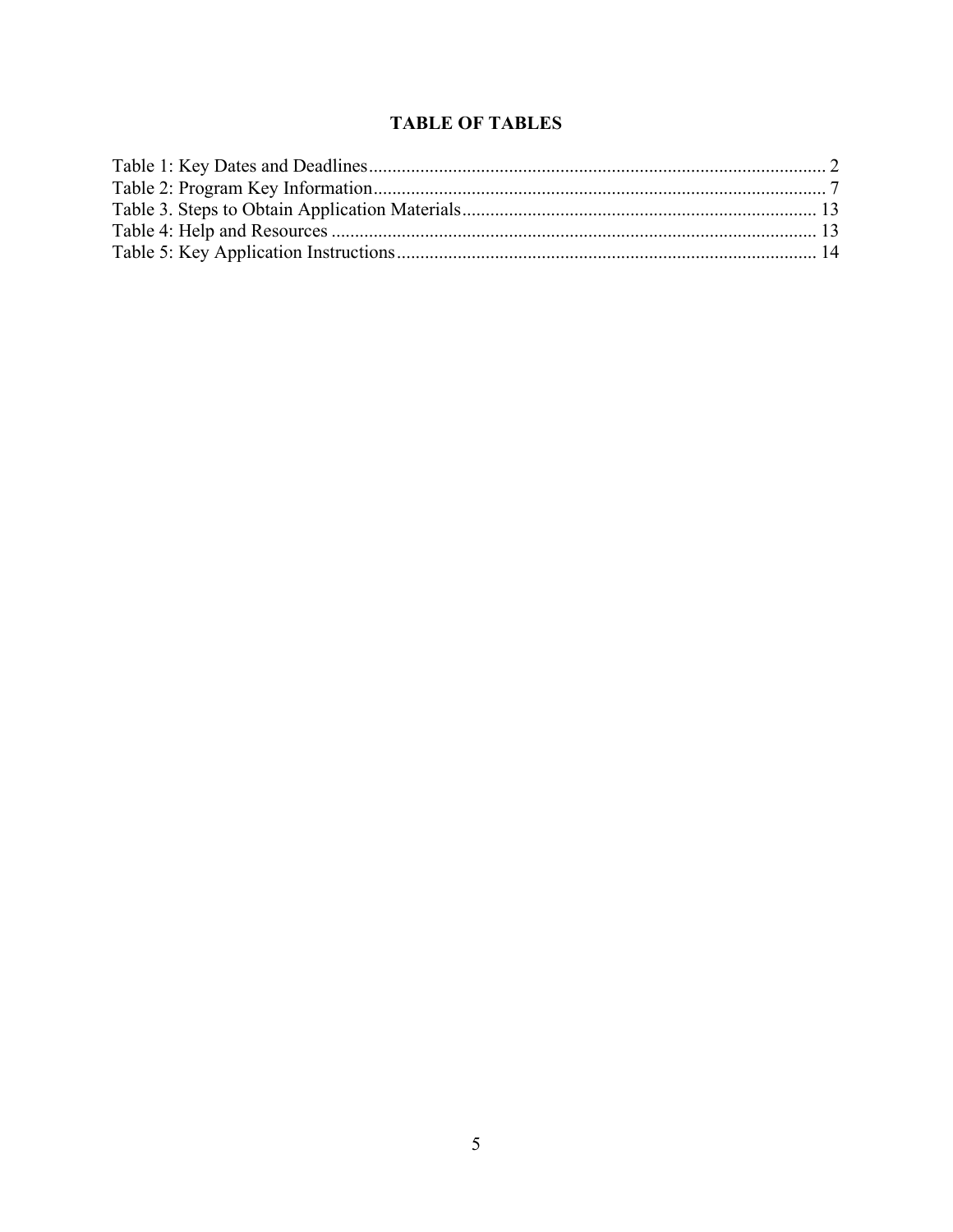# TABLE OF TABLES

Table 1: Key Dates and Deadlines ........................................................................................ 2
Table 2: Program Key Information ....................................................................................... 7
Table 3. Steps to Obtain Application Materials ................................................................... 13
Table 4: Help and Resources ............................................................................................... 13
Table 5: Key Application Instructions ................................................................................. 14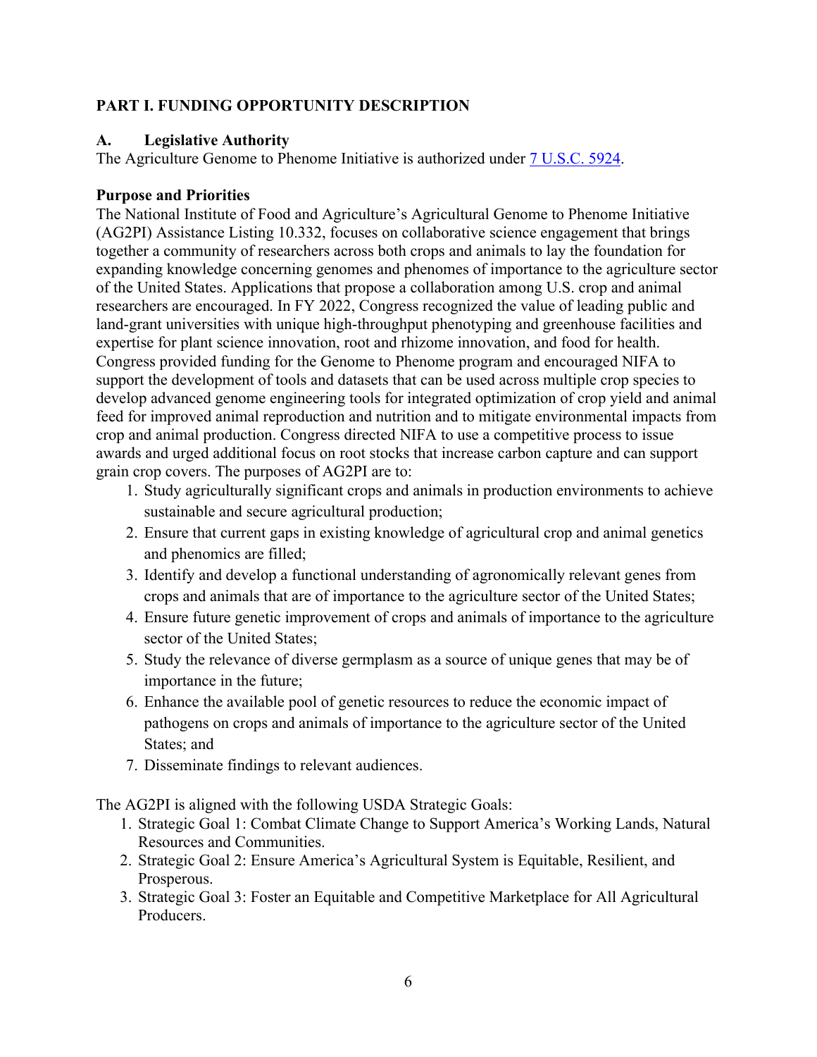## PART I. FUNDING OPPORTUNITY DESCRIPTION

### A. Legislative Authority

The Agriculture Genome to Phenome Initiative is authorized under [7 U.S.C. 5924](7 U.S.C. 5924).

### Purpose and Priorities

The National Institute of Food and Agriculture's Agricultural Genome to Phenome Initiative (AG2PI) Assistance Listing 10.332, focuses on collaborative science engagement that brings together a community of researchers across both crops and animals to lay the foundation for expanding knowledge concerning genomes and phenomes of importance to the agriculture sector of the United States. Applications that propose a collaboration among U.S. crop and animal researchers are encouraged. In FY 2022, Congress recognized the value of leading public and land-grant universities with unique high-throughput phenotyping and greenhouse facilities and expertise for plant science innovation, root and rhizome innovation, and food for health. Congress provided funding for the Genome to Phenome program and encouraged NIFA to support the development of tools and datasets that can be used across multiple crop species to develop advanced genome engineering tools for integrated optimization of crop yield and animal feed for improved animal reproduction and nutrition and to mitigate environmental impacts from crop and animal production. Congress directed NIFA to use a competitive process to issue awards and urged additional focus on root stocks that increase carbon capture and can support grain crop covers. The purposes of AG2PI are to:

1. Study agriculturally significant crops and animals in production environments to achieve sustainable and secure agricultural production;
2. Ensure that current gaps in existing knowledge of agricultural crop and animal genetics and phenomics are filled;
3. Identify and develop a functional understanding of agronomically relevant genes from crops and animals that are of importance to the agriculture sector of the United States;
4. Ensure future genetic improvement of crops and animals of importance to the agriculture sector of the United States;
5. Study the relevance of diverse germplasm as a source of unique genes that may be of importance in the future;
6. Enhance the available pool of genetic resources to reduce the economic impact of pathogens on crops and animals of importance to the agriculture sector of the United States; and
7. Disseminate findings to relevant audiences.

The AG2PI is aligned with the following USDA Strategic Goals:

1. Strategic Goal 1: Combat Climate Change to Support America's Working Lands, Natural Resources and Communities.
2. Strategic Goal 2: Ensure America's Agricultural System is Equitable, Resilient, and Prosperous.
3. Strategic Goal 3: Foster an Equitable and Competitive Marketplace for All Agricultural Producers.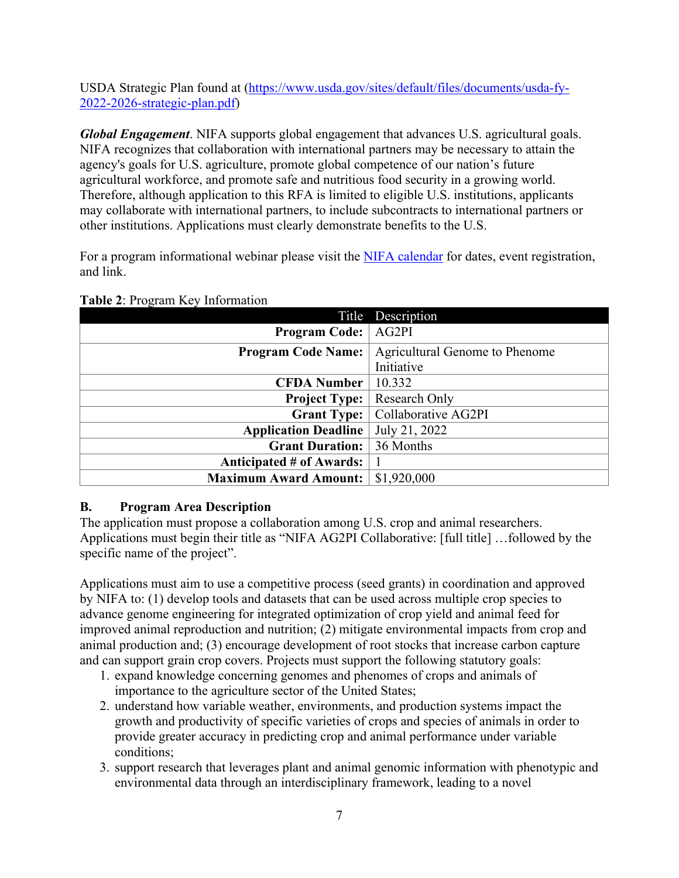USDA Strategic Plan found at (https://www.usda.gov/sites/default/files/documents/usda-fy-2022-2026-strategic-plan.pdf)

***Global Engagement***. NIFA supports global engagement that advances U.S. agricultural goals. NIFA recognizes that collaboration with international partners may be necessary to attain the agency's goals for U.S. agriculture, promote global competence of our nation's future agricultural workforce, and promote safe and nutritious food security in a growing world. Therefore, although application to this RFA is limited to eligible U.S. institutions, applicants may collaborate with international partners, to include subcontracts to international partners or other institutions. Applications must clearly demonstrate benefits to the U.S.

For a program informational webinar please visit the [NIFA calendar]() for dates, event registration, and link.

**Table 2**: Program Key Information

| Title | Description |
|---:|---|
| **Program Code:** | AG2PI |
| **Program Code Name:** | Agricultural Genome to Phenome Initiative |
| **CFDA Number** | 10.332 |
| **Project Type:** | Research Only |
| **Grant Type:** | Collaborative AG2PI |
| **Application Deadline** | July 21, 2022 |
| **Grant Duration:** | 36 Months |
| **Anticipated # of Awards:** | 1 |
| **Maximum Award Amount:** | $1,920,000 |

## B. Program Area Description

The application must propose a collaboration among U.S. crop and animal researchers. Applications must begin their title as "NIFA AG2PI Collaborative: [full title] …followed by the specific name of the project".

Applications must aim to use a competitive process (seed grants) in coordination and approved by NIFA to: (1) develop tools and datasets that can be used across multiple crop species to advance genome engineering for integrated optimization of crop yield and animal feed for improved animal reproduction and nutrition; (2) mitigate environmental impacts from crop and animal production and; (3) encourage development of root stocks that increase carbon capture and can support grain crop covers. Projects must support the following statutory goals:

1. expand knowledge concerning genomes and phenomes of crops and animals of importance to the agriculture sector of the United States;
2. understand how variable weather, environments, and production systems impact the growth and productivity of specific varieties of crops and species of animals in order to provide greater accuracy in predicting crop and animal performance under variable conditions;
3. support research that leverages plant and animal genomic information with phenotypic and environmental data through an interdisciplinary framework, leading to a novel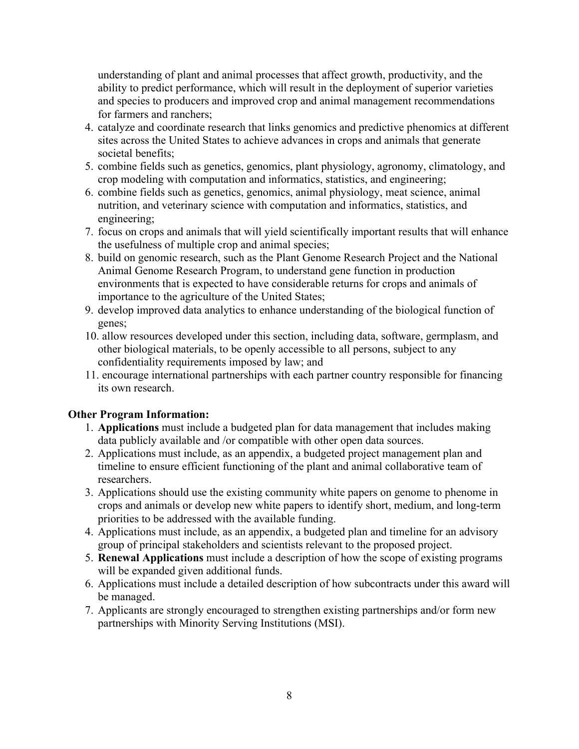understanding of plant and animal processes that affect growth, productivity, and the ability to predict performance, which will result in the deployment of superior varieties and species to producers and improved crop and animal management recommendations for farmers and ranchers;

4. catalyze and coordinate research that links genomics and predictive phenomics at different sites across the United States to achieve advances in crops and animals that generate societal benefits;
5. combine fields such as genetics, genomics, plant physiology, agronomy, climatology, and crop modeling with computation and informatics, statistics, and engineering;
6. combine fields such as genetics, genomics, animal physiology, meat science, animal nutrition, and veterinary science with computation and informatics, statistics, and engineering;
7. focus on crops and animals that will yield scientifically important results that will enhance the usefulness of multiple crop and animal species;
8. build on genomic research, such as the Plant Genome Research Project and the National Animal Genome Research Program, to understand gene function in production environments that is expected to have considerable returns for crops and animals of importance to the agriculture of the United States;
9. develop improved data analytics to enhance understanding of the biological function of genes;
10. allow resources developed under this section, including data, software, germplasm, and other biological materials, to be openly accessible to all persons, subject to any confidentiality requirements imposed by law; and
11. encourage international partnerships with each partner country responsible for financing its own research.

**Other Program Information:**

1. **Applications** must include a budgeted plan for data management that includes making data publicly available and /or compatible with other open data sources.
2. Applications must include, as an appendix, a budgeted project management plan and timeline to ensure efficient functioning of the plant and animal collaborative team of researchers.
3. Applications should use the existing community white papers on genome to phenome in crops and animals or develop new white papers to identify short, medium, and long-term priorities to be addressed with the available funding.
4. Applications must include, as an appendix, a budgeted plan and timeline for an advisory group of principal stakeholders and scientists relevant to the proposed project.
5. **Renewal Applications** must include a description of how the scope of existing programs will be expanded given additional funds.
6. Applications must include a detailed description of how subcontracts under this award will be managed.
7. Applicants are strongly encouraged to strengthen existing partnerships and/or form new partnerships with Minority Serving Institutions (MSI).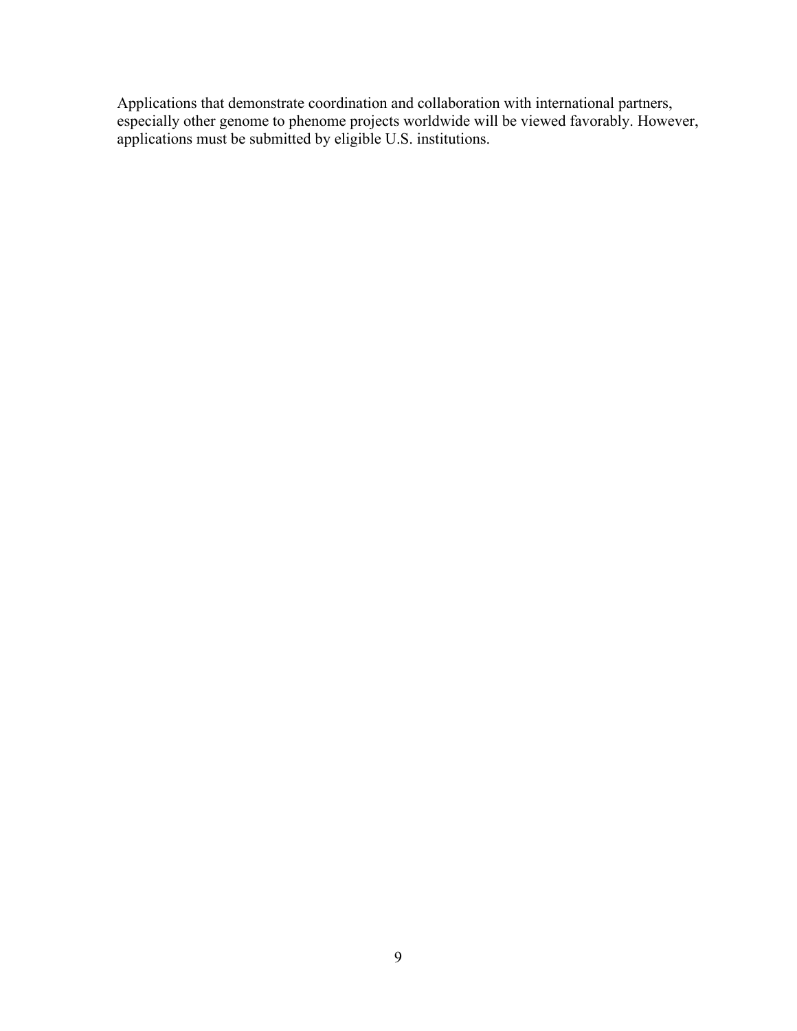Applications that demonstrate coordination and collaboration with international partners, especially other genome to phenome projects worldwide will be viewed favorably. However, applications must be submitted by eligible U.S. institutions.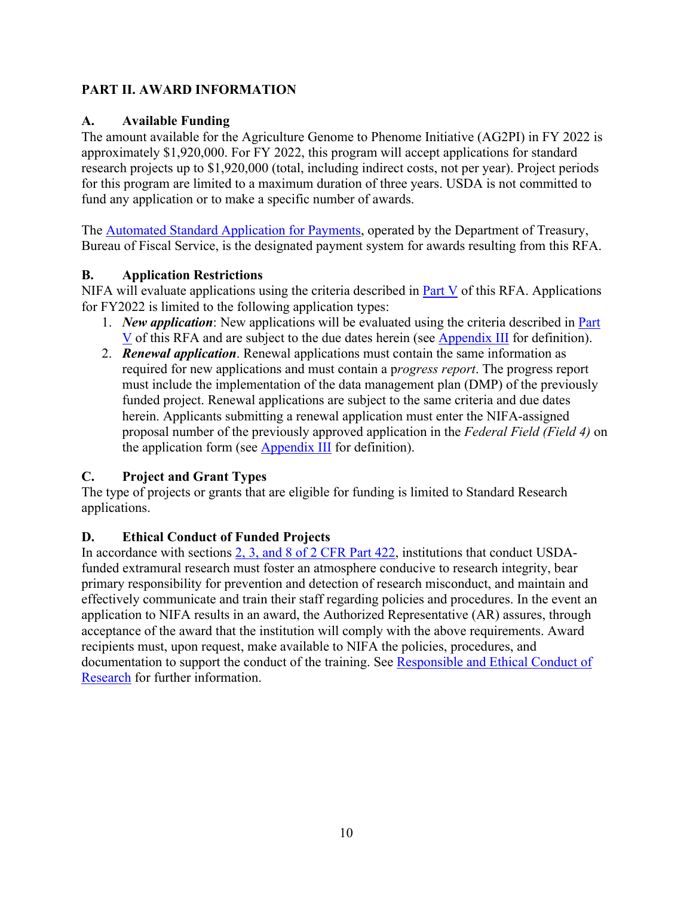## PART II. AWARD INFORMATION

### A. Available Funding

The amount available for the Agriculture Genome to Phenome Initiative (AG2PI) in FY 2022 is approximately $1,920,000. For FY 2022, this program will accept applications for standard research projects up to $1,920,000 (total, including indirect costs, not per year). Project periods for this program are limited to a maximum duration of three years. USDA is not committed to fund any application or to make a specific number of awards.

The Automated Standard Application for Payments, operated by the Department of Treasury, Bureau of Fiscal Service, is the designated payment system for awards resulting from this RFA.

### B. Application Restrictions

NIFA will evaluate applications using the criteria described in Part V of this RFA. Applications for FY2022 is limited to the following application types:

1. ***New application***: New applications will be evaluated using the criteria described in Part V of this RFA and are subject to the due dates herein (see Appendix III for definition).
2. ***Renewal application***. Renewal applications must contain the same information as required for new applications and must contain a p*rogress report*. The progress report must include the implementation of the data management plan (DMP) of the previously funded project. Renewal applications are subject to the same criteria and due dates herein. Applicants submitting a renewal application must enter the NIFA-assigned proposal number of the previously approved application in the *Federal Field (Field 4)* on the application form (see Appendix III for definition).

### C. Project and Grant Types

The type of projects or grants that are eligible for funding is limited to Standard Research applications.

### D. Ethical Conduct of Funded Projects

In accordance with sections 2, 3, and 8 of 2 CFR Part 422, institutions that conduct USDA-funded extramural research must foster an atmosphere conducive to research integrity, bear primary responsibility for prevention and detection of research misconduct, and maintain and effectively communicate and train their staff regarding policies and procedures. In the event an application to NIFA results in an award, the Authorized Representative (AR) assures, through acceptance of the award that the institution will comply with the above requirements. Award recipients must, upon request, make available to NIFA the policies, procedures, and documentation to support the conduct of the training. See Responsible and Ethical Conduct of Research for further information.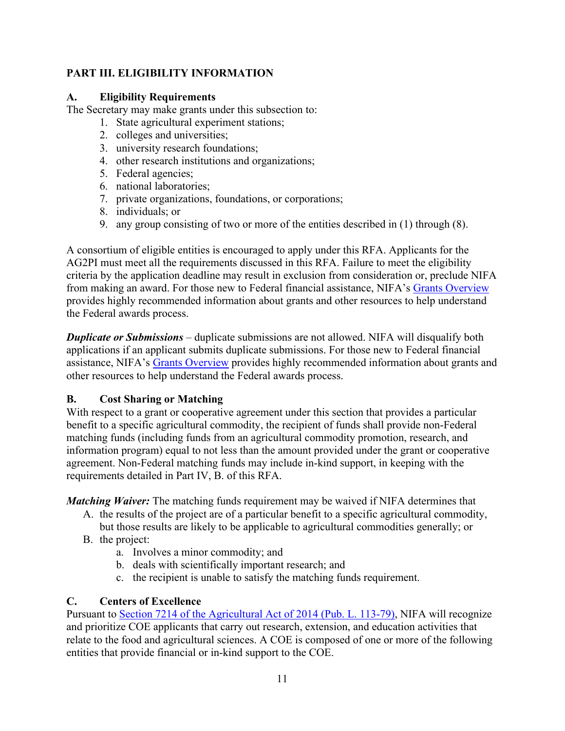## PART III. ELIGIBILITY INFORMATION

### A. Eligibility Requirements

The Secretary may make grants under this subsection to:

1. State agricultural experiment stations;
2. colleges and universities;
3. university research foundations;
4. other research institutions and organizations;
5. Federal agencies;
6. national laboratories;
7. private organizations, foundations, or corporations;
8. individuals; or
9. any group consisting of two or more of the entities described in (1) through (8).

A consortium of eligible entities is encouraged to apply under this RFA. Applicants for the AG2PI must meet all the requirements discussed in this RFA. Failure to meet the eligibility criteria by the application deadline may result in exclusion from consideration or, preclude NIFA from making an award. For those new to Federal financial assistance, NIFA's [Grants Overview] provides highly recommended information about grants and other resources to help understand the Federal awards process.

***Duplicate or Submissions*** – duplicate submissions are not allowed. NIFA will disqualify both applications if an applicant submits duplicate submissions. For those new to Federal financial assistance, NIFA's [Grants Overview] provides highly recommended information about grants and other resources to help understand the Federal awards process.

### B. Cost Sharing or Matching

With respect to a grant or cooperative agreement under this section that provides a particular benefit to a specific agricultural commodity, the recipient of funds shall provide non-Federal matching funds (including funds from an agricultural commodity promotion, research, and information program) equal to not less than the amount provided under the grant or cooperative agreement. Non-Federal matching funds may include in-kind support, in keeping with the requirements detailed in Part IV, B. of this RFA.

***Matching Waiver:*** The matching funds requirement may be waived if NIFA determines that

A. the results of the project are of a particular benefit to a specific agricultural commodity, but those results are likely to be applicable to agricultural commodities generally; or
B. the project:
   a. Involves a minor commodity; and
   b. deals with scientifically important research; and
   c. the recipient is unable to satisfy the matching funds requirement.

### C. Centers of Excellence

Pursuant to [Section 7214 of the Agricultural Act of 2014 (Pub. L. 113-79)], NIFA will recognize and prioritize COE applicants that carry out research, extension, and education activities that relate to the food and agricultural sciences. A COE is composed of one or more of the following entities that provide financial or in-kind support to the COE.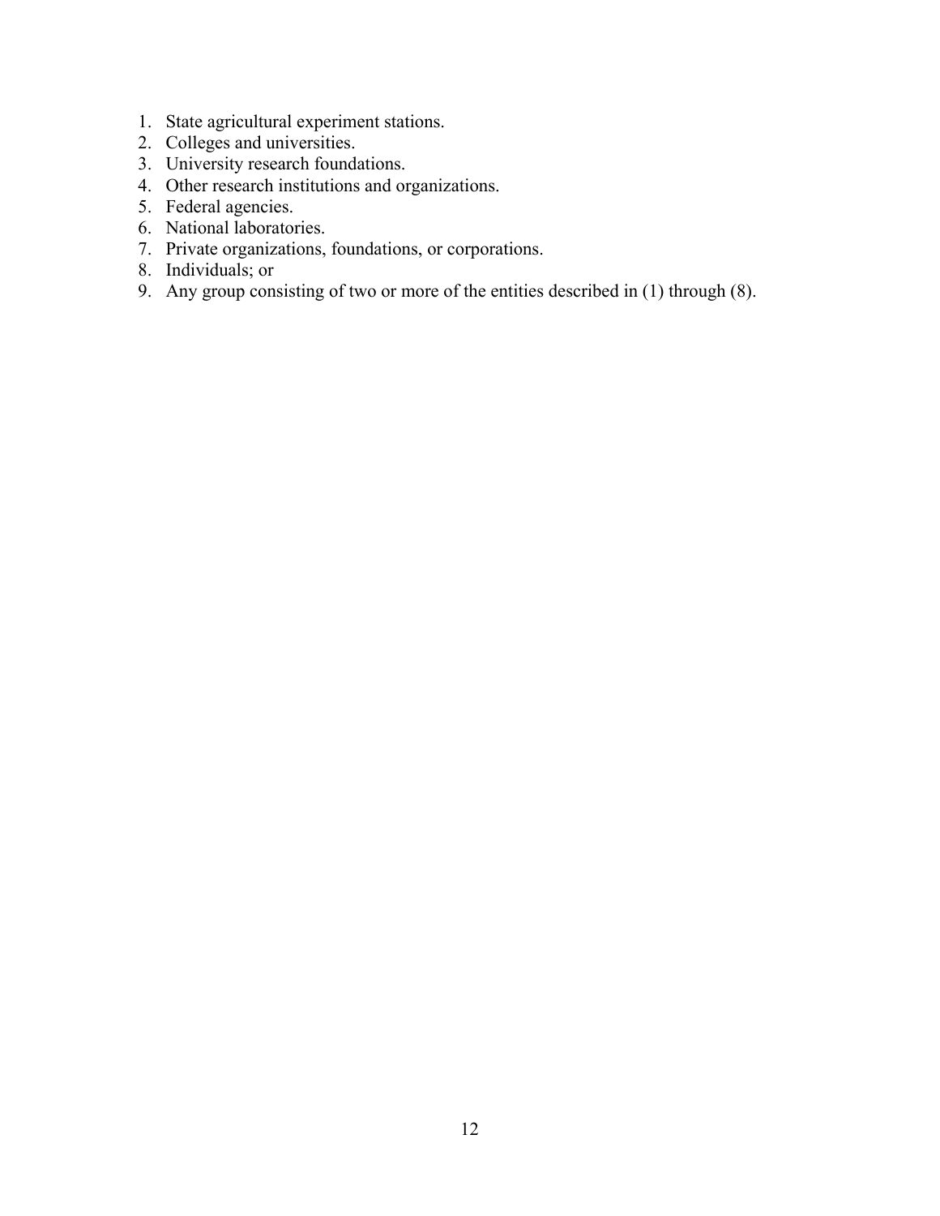1. State agricultural experiment stations.
2. Colleges and universities.
3. University research foundations.
4. Other research institutions and organizations.
5. Federal agencies.
6. National laboratories.
7. Private organizations, foundations, or corporations.
8. Individuals; or
9. Any group consisting of two or more of the entities described in (1) through (8).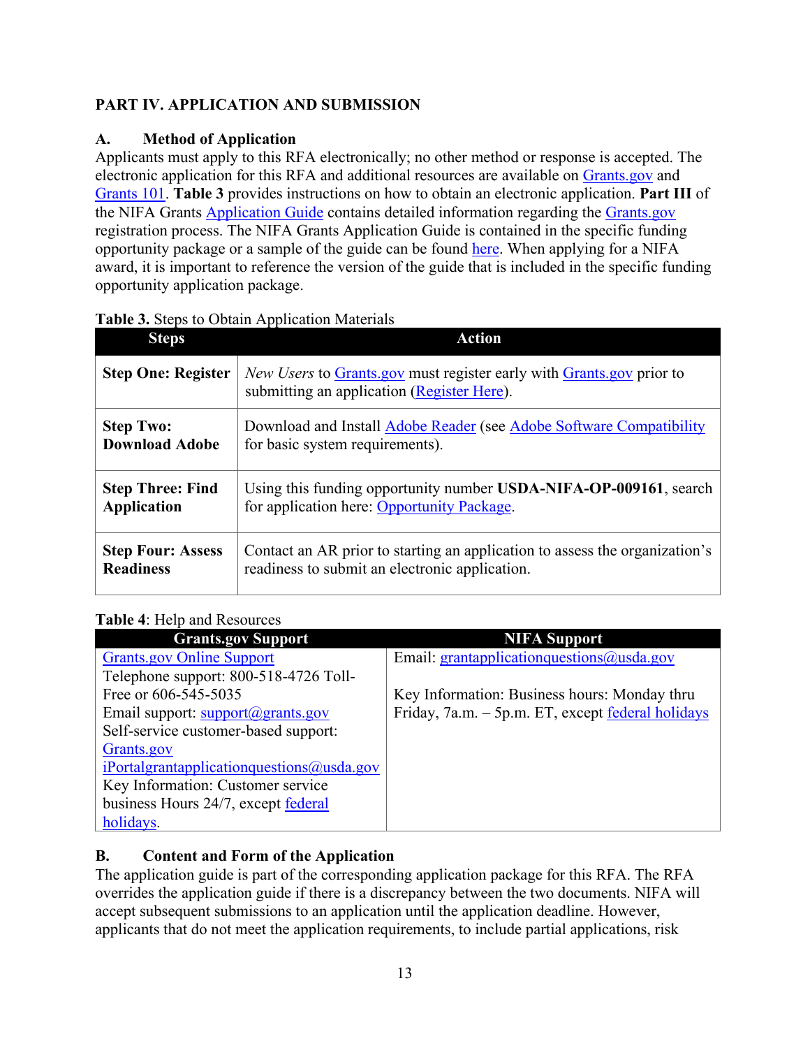## PART IV. APPLICATION AND SUBMISSION

### A. Method of Application

Applicants must apply to this RFA electronically; no other method or response is accepted. The electronic application for this RFA and additional resources are available on Grants.gov and Grants 101. **Table 3** provides instructions on how to obtain an electronic application. **Part III** of the NIFA Grants Application Guide contains detailed information regarding the Grants.gov registration process. The NIFA Grants Application Guide is contained in the specific funding opportunity package or a sample of the guide can be found here. When applying for a NIFA award, it is important to reference the version of the guide that is included in the specific funding opportunity application package.

**Table 3.** Steps to Obtain Application Materials

| Steps | Action |
|---|---|
| **Step One: Register** | *New Users* to Grants.gov must register early with Grants.gov prior to submitting an application (Register Here). |
| **Step Two: Download Adobe** | Download and Install Adobe Reader (see Adobe Software Compatibility for basic system requirements). |
| **Step Three: Find Application** | Using this funding opportunity number **USDA-NIFA-OP-009161**, search for application here: Opportunity Package. |
| **Step Four: Assess Readiness** | Contact an AR prior to starting an application to assess the organization's readiness to submit an electronic application. |

**Table 4**: Help and Resources

| Grants.gov Support | NIFA Support |
|---|---|
| Grants.gov Online Support<br>Telephone support: 800-518-4726 Toll-Free or 606-545-5035<br>Email support: support@grants.gov<br>Self-service customer-based support: Grants.gov<br>iPortalgrantapplicationquestions@usda.gov<br>Key Information: Customer service business Hours 24/7, except federal holidays. | Email: grantapplicationquestions@usda.gov<br><br>Key Information: Business hours: Monday thru Friday, 7a.m. – 5p.m. ET, except federal holidays |

### B. Content and Form of the Application

The application guide is part of the corresponding application package for this RFA. The RFA overrides the application guide if there is a discrepancy between the two documents. NIFA will accept subsequent submissions to an application until the application deadline. However, applicants that do not meet the application requirements, to include partial applications, risk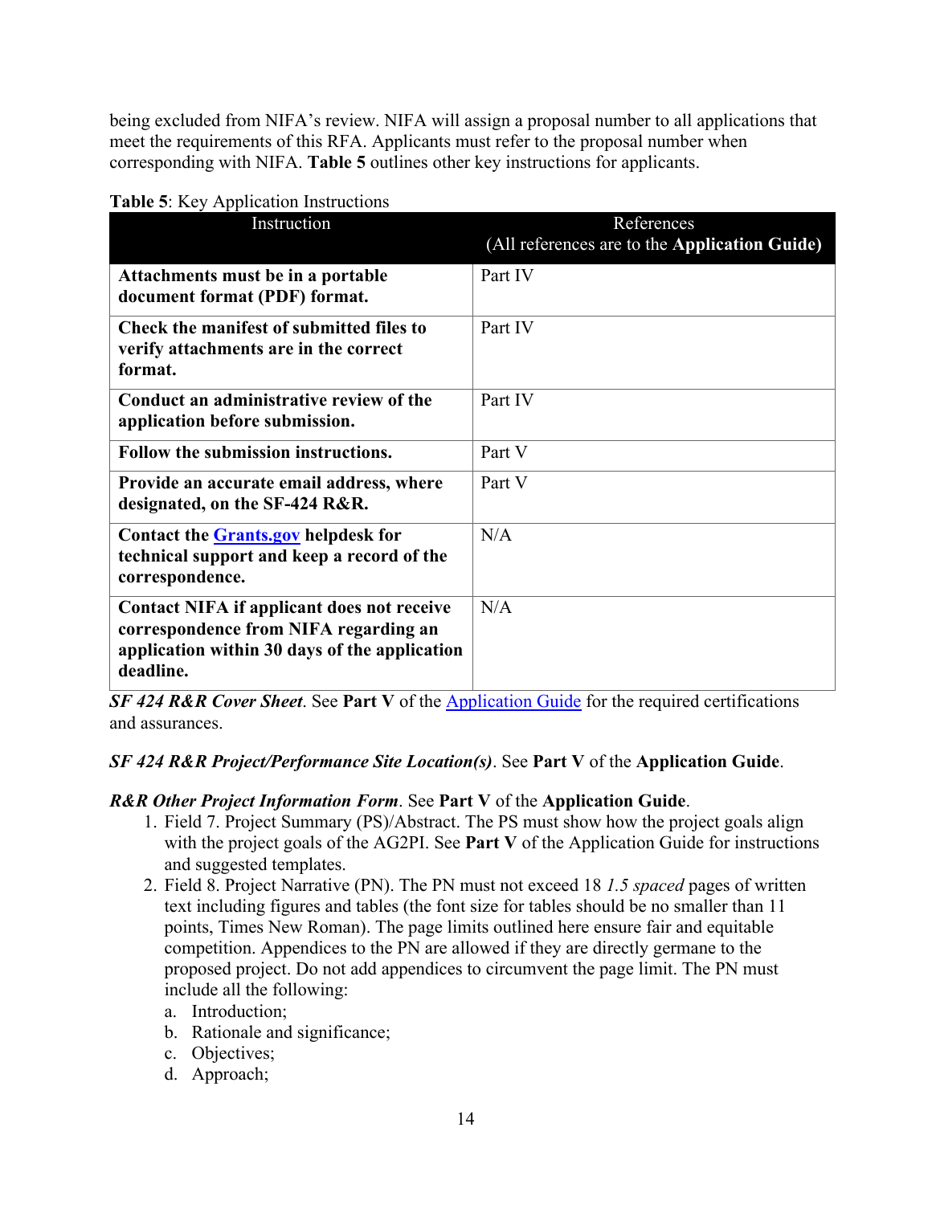being excluded from NIFA's review. NIFA will assign a proposal number to all applications that meet the requirements of this RFA. Applicants must refer to the proposal number when corresponding with NIFA. **Table 5** outlines other key instructions for applicants.

**Table 5**: Key Application Instructions

| Instruction | References (All references are to the **Application Guide**) |
|---|---|
| **Attachments must be in a portable document format (PDF) format.** | Part IV |
| **Check the manifest of submitted files to verify attachments are in the correct format.** | Part IV |
| **Conduct an administrative review of the application before submission.** | Part IV |
| **Follow the submission instructions.** | Part V |
| **Provide an accurate email address, where designated, on the SF-424 R&R.** | Part V |
| **Contact the Grants.gov helpdesk for technical support and keep a record of the correspondence.** | N/A |
| **Contact NIFA if applicant does not receive correspondence from NIFA regarding an application within 30 days of the application deadline.** | N/A |

***SF 424 R&R Cover Sheet***. See **Part V** of the Application Guide for the required certifications and assurances.

***SF 424 R&R Project/Performance Site Location(s)***. See **Part V** of the **Application Guide**.

***R&R Other Project Information Form***. See **Part V** of the **Application Guide**.

1. Field 7. Project Summary (PS)/Abstract. The PS must show how the project goals align with the project goals of the AG2PI. See **Part V** of the Application Guide for instructions and suggested templates.
2. Field 8. Project Narrative (PN). The PN must not exceed 18 *1.5 spaced* pages of written text including figures and tables (the font size for tables should be no smaller than 11 points, Times New Roman). The page limits outlined here ensure fair and equitable competition. Appendices to the PN are allowed if they are directly germane to the proposed project. Do not add appendices to circumvent the page limit. The PN must include all the following:
   a. Introduction;
   b. Rationale and significance;
   c. Objectives;
   d. Approach;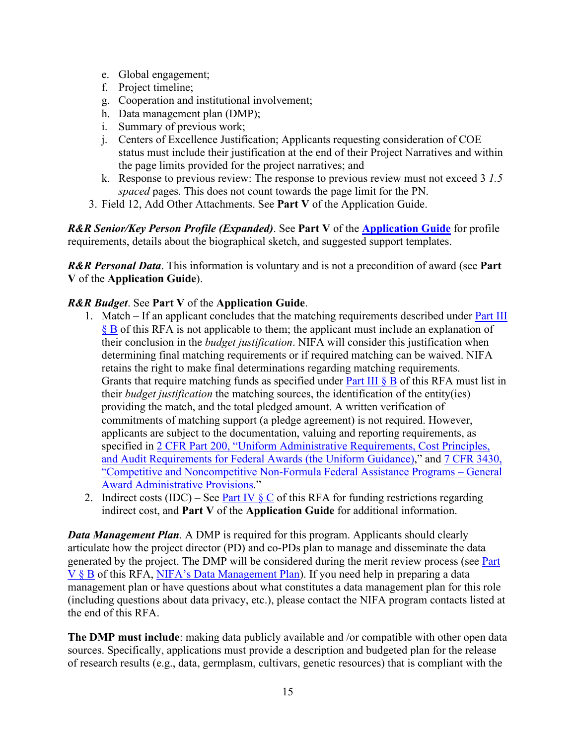e. Global engagement;
f. Project timeline;
g. Cooperation and institutional involvement;
h. Data management plan (DMP);
i. Summary of previous work;
j. Centers of Excellence Justification; Applicants requesting consideration of COE status must include their justification at the end of their Project Narratives and within the page limits provided for the project narratives; and
k. Response to previous review: The response to previous review must not exceed 3 *1.5 spaced* pages. This does not count towards the page limit for the PN.

3. Field 12, Add Other Attachments. See **Part V** of the Application Guide.

***R&R Senior/Key Person Profile (Expanded)***. See **Part V** of the **Application Guide** for profile requirements, details about the biographical sketch, and suggested support templates.

***R&R Personal Data***. This information is voluntary and is not a precondition of award (see **Part V** of the **Application Guide**).

***R&R Budget***. See **Part V** of the **Application Guide**.

1. Match – If an applicant concludes that the matching requirements described under Part III § B of this RFA is not applicable to them; the applicant must include an explanation of their conclusion in the *budget justification*. NIFA will consider this justification when determining final matching requirements or if required matching can be waived. NIFA retains the right to make final determinations regarding matching requirements. Grants that require matching funds as specified under Part III § B of this RFA must list in their *budget justification* the matching sources, the identification of the entity(ies) providing the match, and the total pledged amount. A written verification of commitments of matching support (a pledge agreement) is not required. However, applicants are subject to the documentation, valuing and reporting requirements, as specified in 2 CFR Part 200, "Uniform Administrative Requirements, Cost Principles, and Audit Requirements for Federal Awards (the Uniform Guidance)," and 7 CFR 3430, "Competitive and Noncompetitive Non-Formula Federal Assistance Programs – General Award Administrative Provisions."
2. Indirect costs (IDC) – See Part IV § C of this RFA for funding restrictions regarding indirect cost, and **Part V** of the **Application Guide** for additional information.

***Data Management Plan***. A DMP is required for this program. Applicants should clearly articulate how the project director (PD) and co-PDs plan to manage and disseminate the data generated by the project. The DMP will be considered during the merit review process (see Part V § B of this RFA, NIFA's Data Management Plan). If you need help in preparing a data management plan or have questions about what constitutes a data management plan for this role (including questions about data privacy, etc.), please contact the NIFA program contacts listed at the end of this RFA.

**The DMP must include**: making data publicly available and /or compatible with other open data sources. Specifically, applications must provide a description and budgeted plan for the release of research results (e.g., data, germplasm, cultivars, genetic resources) that is compliant with the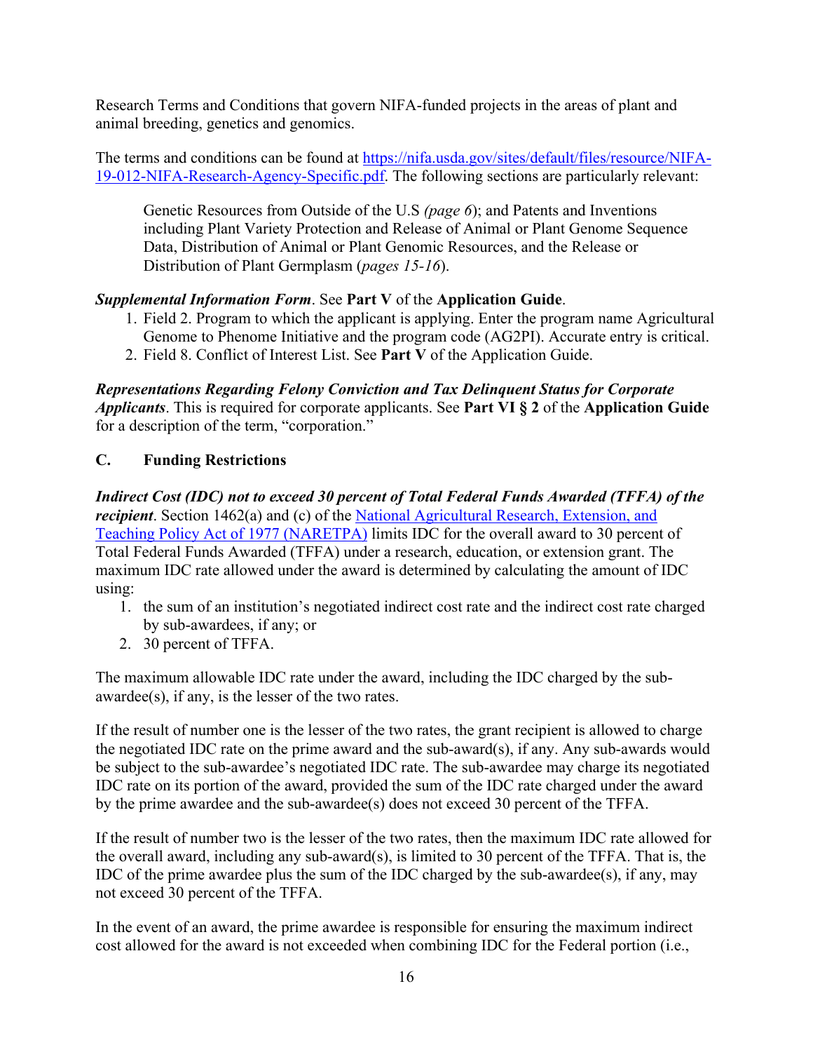Research Terms and Conditions that govern NIFA-funded projects in the areas of plant and animal breeding, genetics and genomics.

The terms and conditions can be found at [https://nifa.usda.gov/sites/default/files/resource/NIFA-19-012-NIFA-Research-Agency-Specific.pdf](https://nifa.usda.gov/sites/default/files/resource/NIFA-19-012-NIFA-Research-Agency-Specific.pdf). The following sections are particularly relevant:

> Genetic Resources from Outside of the U.S *(page 6)*; and Patents and Inventions including Plant Variety Protection and Release of Animal or Plant Genome Sequence Data, Distribution of Animal or Plant Genomic Resources, and the Release or Distribution of Plant Germplasm (*pages 15-16*).

***Supplemental Information Form***. See **Part V** of the **Application Guide**.

1. Field 2. Program to which the applicant is applying. Enter the program name Agricultural Genome to Phenome Initiative and the program code (AG2PI). Accurate entry is critical.
2. Field 8. Conflict of Interest List. See **Part V** of the Application Guide.

***Representations Regarding Felony Conviction and Tax Delinquent Status for Corporate Applicants***. This is required for corporate applicants. See **Part VI § 2** of the **Application Guide** for a description of the term, "corporation."

### C. Funding Restrictions

***Indirect Cost (IDC) not to exceed 30 percent of Total Federal Funds Awarded (TFFA) of the recipient***. Section 1462(a) and (c) of the [National Agricultural Research, Extension, and Teaching Policy Act of 1977 (NARETPA)]() limits IDC for the overall award to 30 percent of Total Federal Funds Awarded (TFFA) under a research, education, or extension grant. The maximum IDC rate allowed under the award is determined by calculating the amount of IDC using:

1. the sum of an institution's negotiated indirect cost rate and the indirect cost rate charged by sub-awardees, if any; or
2. 30 percent of TFFA.

The maximum allowable IDC rate under the award, including the IDC charged by the sub-awardee(s), if any, is the lesser of the two rates.

If the result of number one is the lesser of the two rates, the grant recipient is allowed to charge the negotiated IDC rate on the prime award and the sub-award(s), if any. Any sub-awards would be subject to the sub-awardee's negotiated IDC rate. The sub-awardee may charge its negotiated IDC rate on its portion of the award, provided the sum of the IDC rate charged under the award by the prime awardee and the sub-awardee(s) does not exceed 30 percent of the TFFA.

If the result of number two is the lesser of the two rates, then the maximum IDC rate allowed for the overall award, including any sub-award(s), is limited to 30 percent of the TFFA. That is, the IDC of the prime awardee plus the sum of the IDC charged by the sub-awardee(s), if any, may not exceed 30 percent of the TFFA.

In the event of an award, the prime awardee is responsible for ensuring the maximum indirect cost allowed for the award is not exceeded when combining IDC for the Federal portion (i.e.,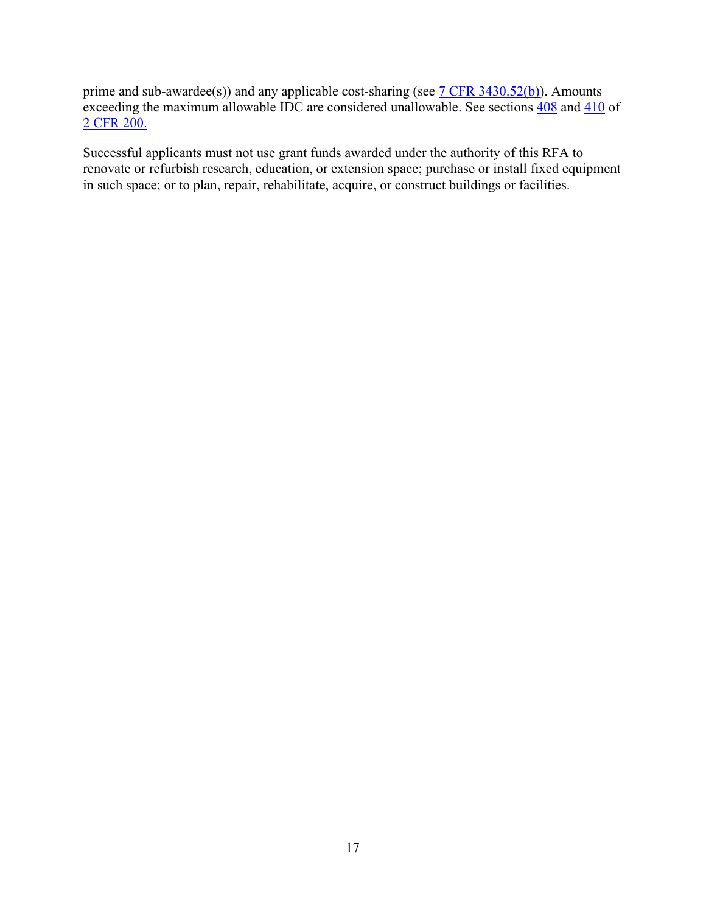prime and sub-awardee(s)) and any applicable cost-sharing (see [7 CFR 3430.52(b)](7 CFR 3430.52(b))). Amounts exceeding the maximum allowable IDC are considered unallowable. See sections [408](408) and [410](410) of [2 CFR 200.](2 CFR 200.)

Successful applicants must not use grant funds awarded under the authority of this RFA to renovate or refurbish research, education, or extension space; purchase or install fixed equipment in such space; or to plan, repair, rehabilitate, acquire, or construct buildings or facilities.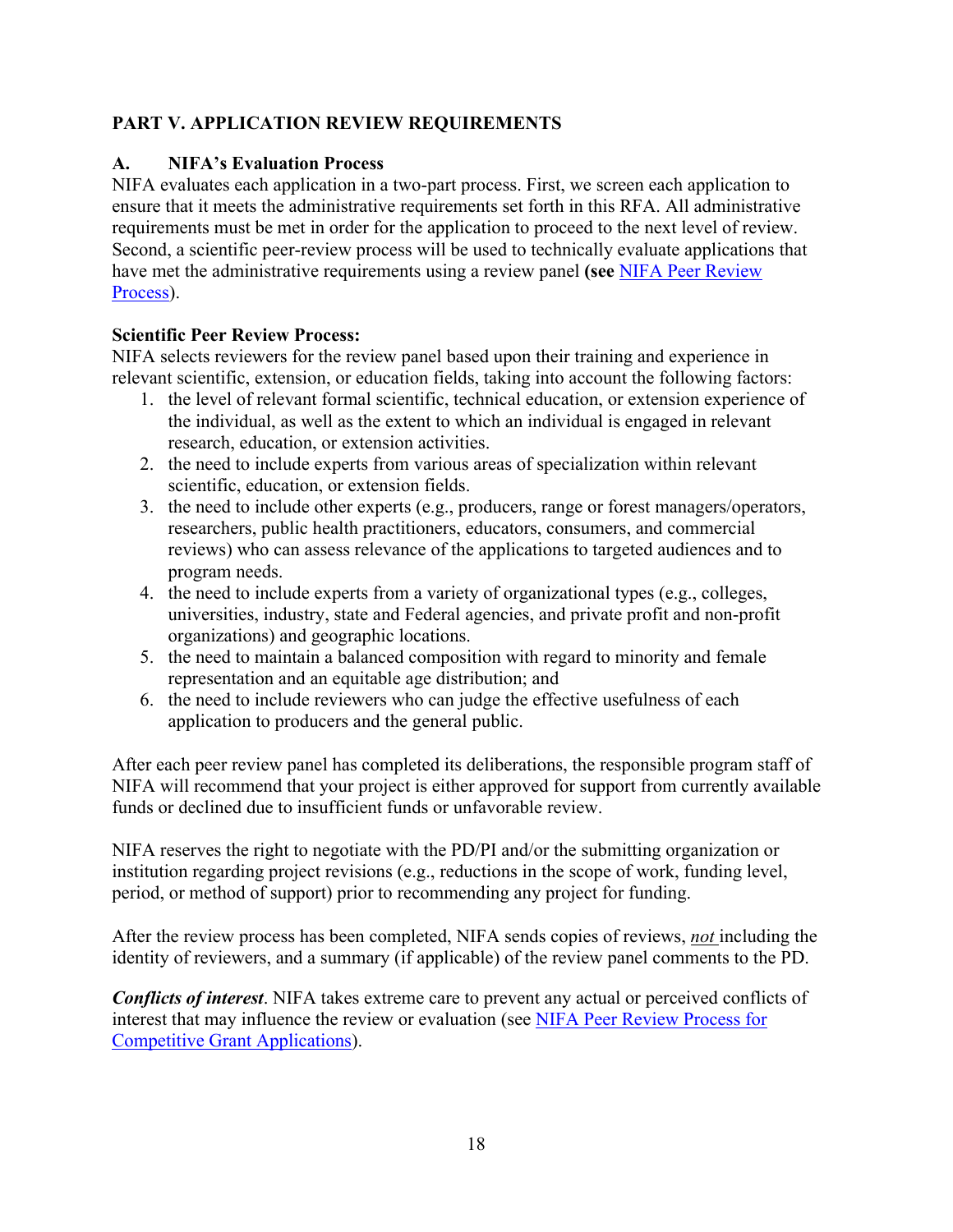## PART V. APPLICATION REVIEW REQUIREMENTS

### A. NIFA's Evaluation Process

NIFA evaluates each application in a two-part process. First, we screen each application to ensure that it meets the administrative requirements set forth in this RFA. All administrative requirements must be met in order for the application to proceed to the next level of review. Second, a scientific peer-review process will be used to technically evaluate applications that have met the administrative requirements using a review panel **(see** NIFA Peer Review Process).

**Scientific Peer Review Process:**

NIFA selects reviewers for the review panel based upon their training and experience in relevant scientific, extension, or education fields, taking into account the following factors:

1. the level of relevant formal scientific, technical education, or extension experience of the individual, as well as the extent to which an individual is engaged in relevant research, education, or extension activities.
2. the need to include experts from various areas of specialization within relevant scientific, education, or extension fields.
3. the need to include other experts (e.g., producers, range or forest managers/operators, researchers, public health practitioners, educators, consumers, and commercial reviews) who can assess relevance of the applications to targeted audiences and to program needs.
4. the need to include experts from a variety of organizational types (e.g., colleges, universities, industry, state and Federal agencies, and private profit and non-profit organizations) and geographic locations.
5. the need to maintain a balanced composition with regard to minority and female representation and an equitable age distribution; and
6. the need to include reviewers who can judge the effective usefulness of each application to producers and the general public.

After each peer review panel has completed its deliberations, the responsible program staff of NIFA will recommend that your project is either approved for support from currently available funds or declined due to insufficient funds or unfavorable review.

NIFA reserves the right to negotiate with the PD/PI and/or the submitting organization or institution regarding project revisions (e.g., reductions in the scope of work, funding level, period, or method of support) prior to recommending any project for funding.

After the review process has been completed, NIFA sends copies of reviews, *not* including the identity of reviewers, and a summary (if applicable) of the review panel comments to the PD.

***Conflicts of interest***. NIFA takes extreme care to prevent any actual or perceived conflicts of interest that may influence the review or evaluation (see NIFA Peer Review Process for Competitive Grant Applications).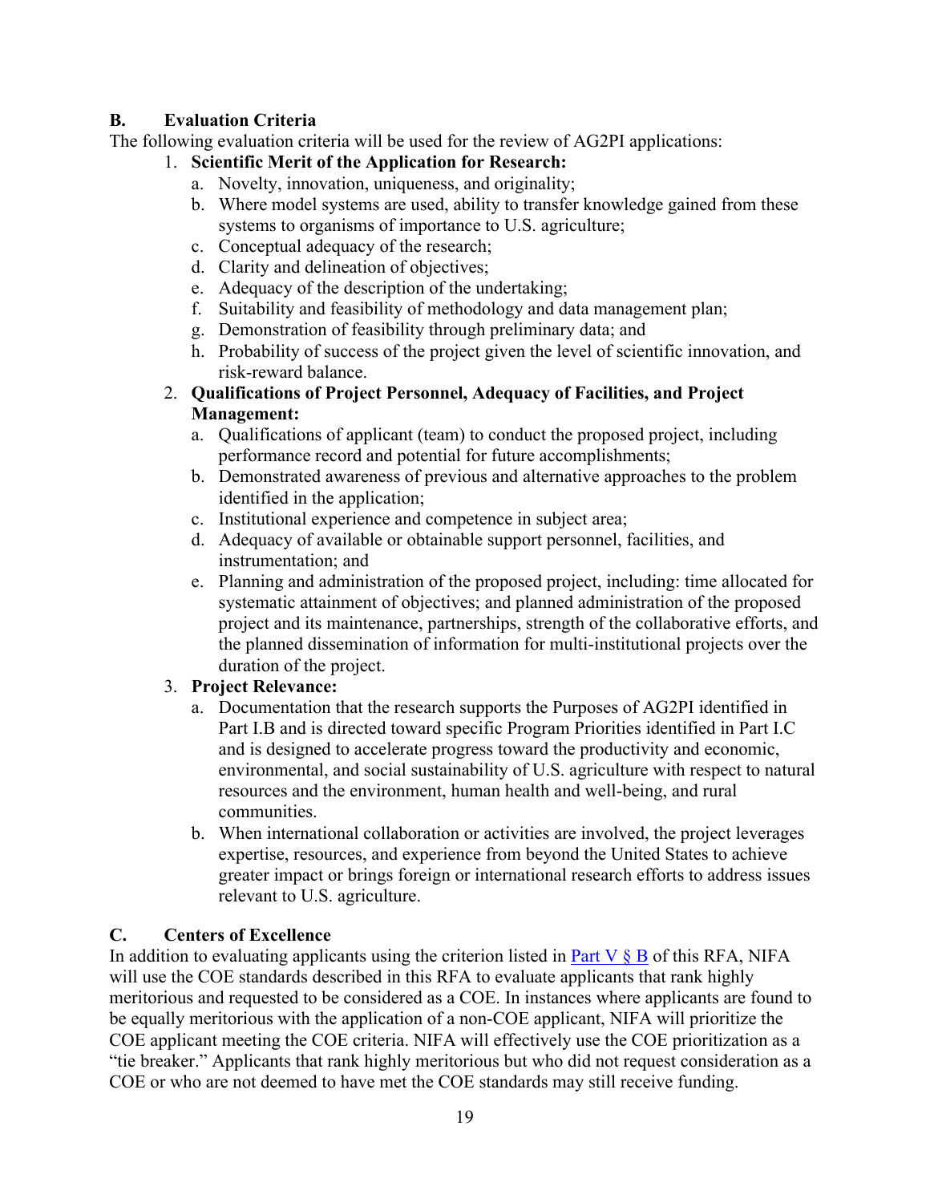## B. Evaluation Criteria

The following evaluation criteria will be used for the review of AG2PI applications:

1. **Scientific Merit of the Application for Research:**
   a. Novelty, innovation, uniqueness, and originality;
   b. Where model systems are used, ability to transfer knowledge gained from these systems to organisms of importance to U.S. agriculture;
   c. Conceptual adequacy of the research;
   d. Clarity and delineation of objectives;
   e. Adequacy of the description of the undertaking;
   f. Suitability and feasibility of methodology and data management plan;
   g. Demonstration of feasibility through preliminary data; and
   h. Probability of success of the project given the level of scientific innovation, and risk-reward balance.
2. **Qualifications of Project Personnel, Adequacy of Facilities, and Project Management:**
   a. Qualifications of applicant (team) to conduct the proposed project, including performance record and potential for future accomplishments;
   b. Demonstrated awareness of previous and alternative approaches to the problem identified in the application;
   c. Institutional experience and competence in subject area;
   d. Adequacy of available or obtainable support personnel, facilities, and instrumentation; and
   e. Planning and administration of the proposed project, including: time allocated for systematic attainment of objectives; and planned administration of the proposed project and its maintenance, partnerships, strength of the collaborative efforts, and the planned dissemination of information for multi-institutional projects over the duration of the project.
3. **Project Relevance:**
   a. Documentation that the research supports the Purposes of AG2PI identified in Part I.B and is directed toward specific Program Priorities identified in Part I.C and is designed to accelerate progress toward the productivity and economic, environmental, and social sustainability of U.S. agriculture with respect to natural resources and the environment, human health and well-being, and rural communities.
   b. When international collaboration or activities are involved, the project leverages expertise, resources, and experience from beyond the United States to achieve greater impact or brings foreign or international research efforts to address issues relevant to U.S. agriculture.

## C. Centers of Excellence

In addition to evaluating applicants using the criterion listed in Part V § B of this RFA, NIFA will use the COE standards described in this RFA to evaluate applicants that rank highly meritorious and requested to be considered as a COE. In instances where applicants are found to be equally meritorious with the application of a non-COE applicant, NIFA will prioritize the COE applicant meeting the COE criteria. NIFA will effectively use the COE prioritization as a "tie breaker." Applicants that rank highly meritorious but who did not request consideration as a COE or who are not deemed to have met the COE standards may still receive funding.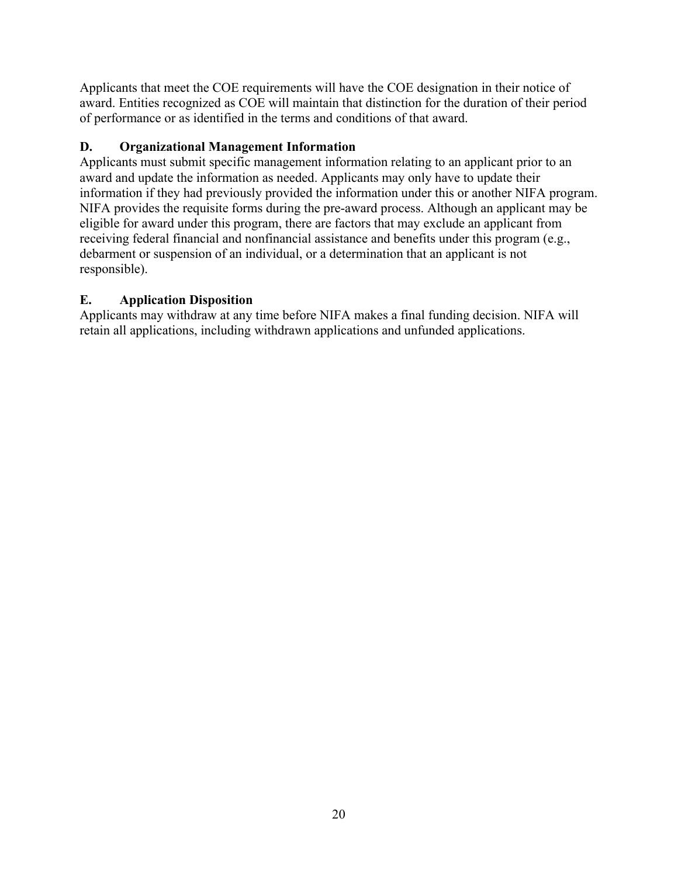Applicants that meet the COE requirements will have the COE designation in their notice of award. Entities recognized as COE will maintain that distinction for the duration of their period of performance or as identified in the terms and conditions of that award.

### D. Organizational Management Information

Applicants must submit specific management information relating to an applicant prior to an award and update the information as needed. Applicants may only have to update their information if they had previously provided the information under this or another NIFA program. NIFA provides the requisite forms during the pre-award process. Although an applicant may be eligible for award under this program, there are factors that may exclude an applicant from receiving federal financial and nonfinancial assistance and benefits under this program (e.g., debarment or suspension of an individual, or a determination that an applicant is not responsible).

### E. Application Disposition

Applicants may withdraw at any time before NIFA makes a final funding decision. NIFA will retain all applications, including withdrawn applications and unfunded applications.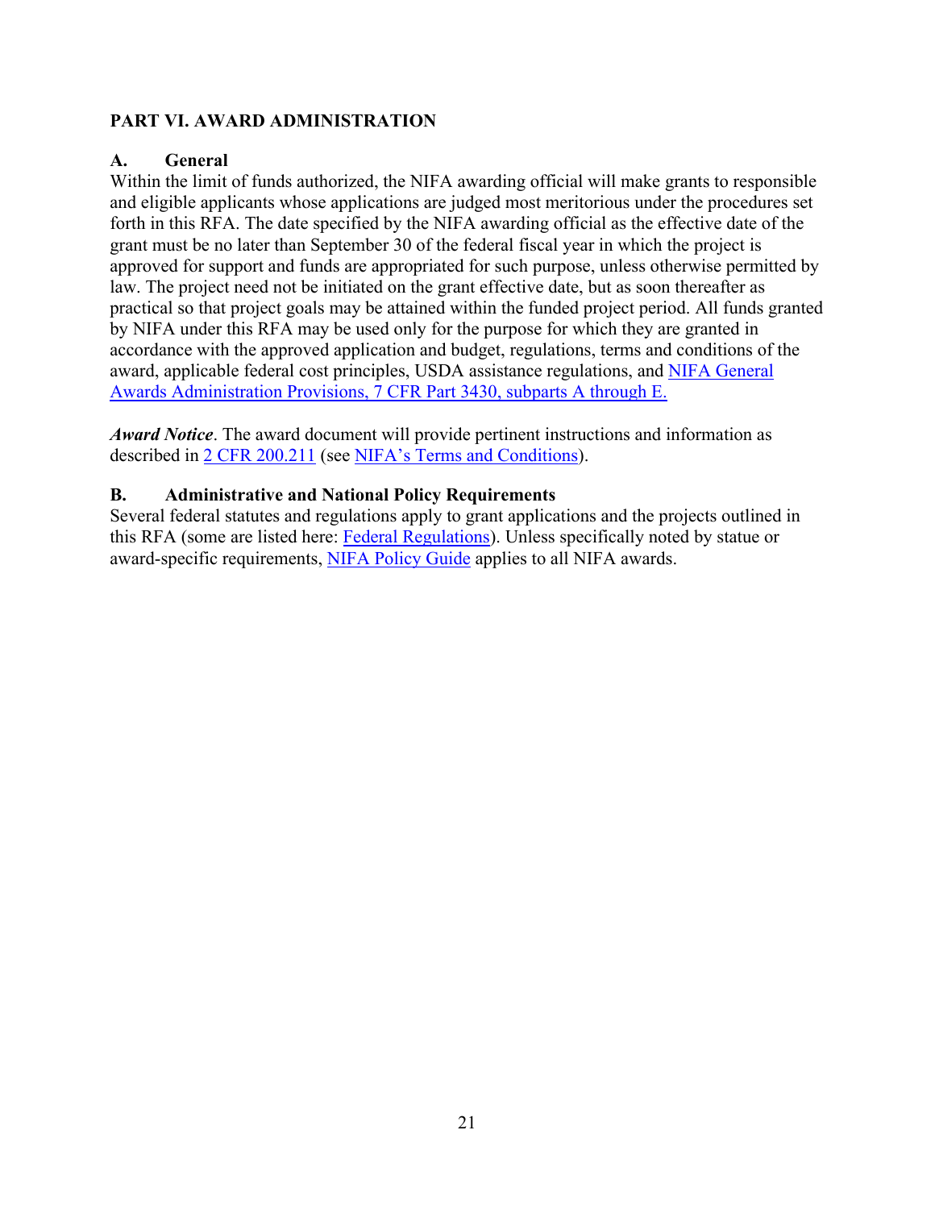## PART VI. AWARD ADMINISTRATION

### A. General

Within the limit of funds authorized, the NIFA awarding official will make grants to responsible and eligible applicants whose applications are judged most meritorious under the procedures set forth in this RFA. The date specified by the NIFA awarding official as the effective date of the grant must be no later than September 30 of the federal fiscal year in which the project is approved for support and funds are appropriated for such purpose, unless otherwise permitted by law. The project need not be initiated on the grant effective date, but as soon thereafter as practical so that project goals may be attained within the funded project period. All funds granted by NIFA under this RFA may be used only for the purpose for which they are granted in accordance with the approved application and budget, regulations, terms and conditions of the award, applicable federal cost principles, USDA assistance regulations, and NIFA General Awards Administration Provisions, 7 CFR Part 3430, subparts A through E.

***Award Notice***. The award document will provide pertinent instructions and information as described in 2 CFR 200.211 (see NIFA's Terms and Conditions).

### B. Administrative and National Policy Requirements

Several federal statutes and regulations apply to grant applications and the projects outlined in this RFA (some are listed here: Federal Regulations). Unless specifically noted by statue or award-specific requirements, NIFA Policy Guide applies to all NIFA awards.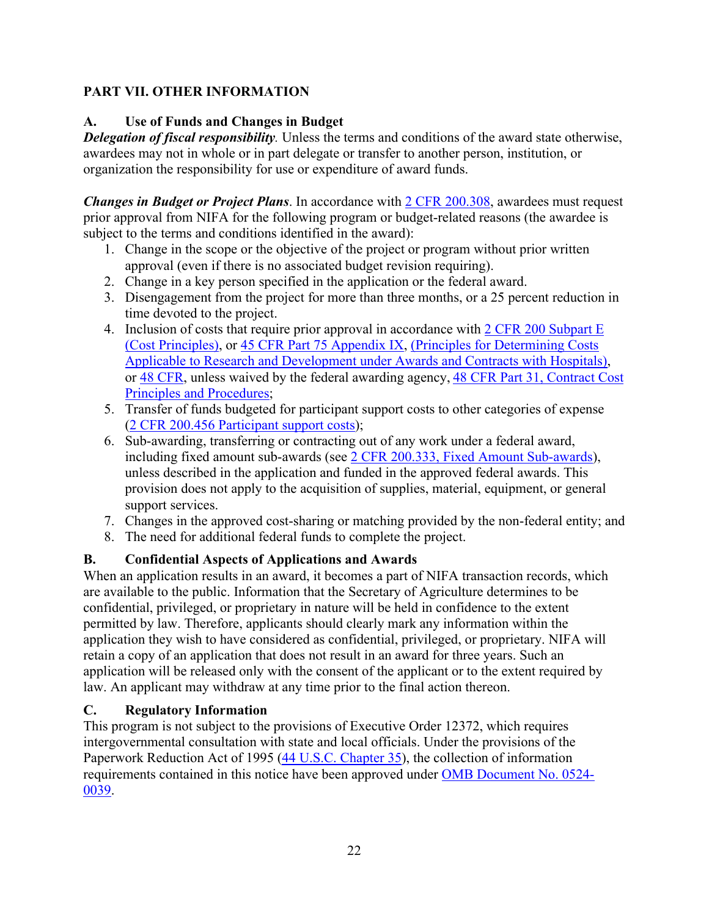## PART VII. OTHER INFORMATION

### A. Use of Funds and Changes in Budget

***Delegation of fiscal responsibility*.** Unless the terms and conditions of the award state otherwise, awardees may not in whole or in part delegate or transfer to another person, institution, or organization the responsibility for use or expenditure of award funds.

***Changes in Budget or Project Plans*.** In accordance with 2 CFR 200.308, awardees must request prior approval from NIFA for the following program or budget-related reasons (the awardee is subject to the terms and conditions identified in the award):

1. Change in the scope or the objective of the project or program without prior written approval (even if there is no associated budget revision requiring).
2. Change in a key person specified in the application or the federal award.
3. Disengagement from the project for more than three months, or a 25 percent reduction in time devoted to the project.
4. Inclusion of costs that require prior approval in accordance with 2 CFR 200 Subpart E (Cost Principles), or 45 CFR Part 75 Appendix IX, (Principles for Determining Costs Applicable to Research and Development under Awards and Contracts with Hospitals), or 48 CFR, unless waived by the federal awarding agency, 48 CFR Part 31, Contract Cost Principles and Procedures;
5. Transfer of funds budgeted for participant support costs to other categories of expense (2 CFR 200.456 Participant support costs);
6. Sub-awarding, transferring or contracting out of any work under a federal award, including fixed amount sub-awards (see 2 CFR 200.333, Fixed Amount Sub-awards), unless described in the application and funded in the approved federal awards. This provision does not apply to the acquisition of supplies, material, equipment, or general support services.
7. Changes in the approved cost-sharing or matching provided by the non-federal entity; and
8. The need for additional federal funds to complete the project.

### B. Confidential Aspects of Applications and Awards

When an application results in an award, it becomes a part of NIFA transaction records, which are available to the public. Information that the Secretary of Agriculture determines to be confidential, privileged, or proprietary in nature will be held in confidence to the extent permitted by law. Therefore, applicants should clearly mark any information within the application they wish to have considered as confidential, privileged, or proprietary. NIFA will retain a copy of an application that does not result in an award for three years. Such an application will be released only with the consent of the applicant or to the extent required by law. An applicant may withdraw at any time prior to the final action thereon.

### C. Regulatory Information

This program is not subject to the provisions of Executive Order 12372, which requires intergovernmental consultation with state and local officials. Under the provisions of the Paperwork Reduction Act of 1995 (44 U.S.C. Chapter 35), the collection of information requirements contained in this notice have been approved under OMB Document No. 0524-0039.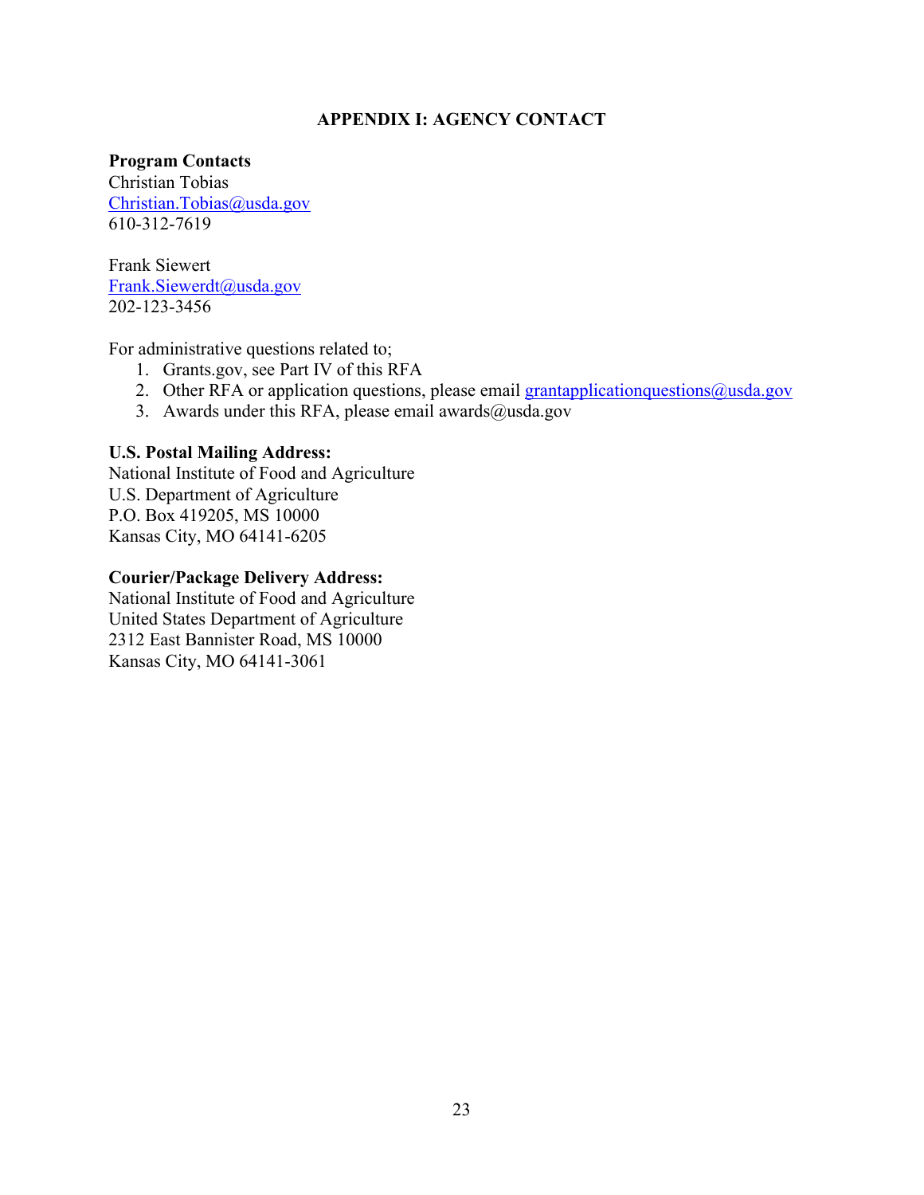## APPENDIX I: AGENCY CONTACT

**Program Contacts**
Christian Tobias
Christian.Tobias@usda.gov
610-312-7619

Frank Siewert
Frank.Siewerdt@usda.gov
202-123-3456

For administrative questions related to;

1. Grants.gov, see Part IV of this RFA
2. Other RFA or application questions, please email grantapplicationquestions@usda.gov
3. Awards under this RFA, please email awards@usda.gov

**U.S. Postal Mailing Address:**
National Institute of Food and Agriculture
U.S. Department of Agriculture
P.O. Box 419205, MS 10000
Kansas City, MO 64141-6205

**Courier/Package Delivery Address:**
National Institute of Food and Agriculture
United States Department of Agriculture
2312 East Bannister Road, MS 10000
Kansas City, MO 64141-3061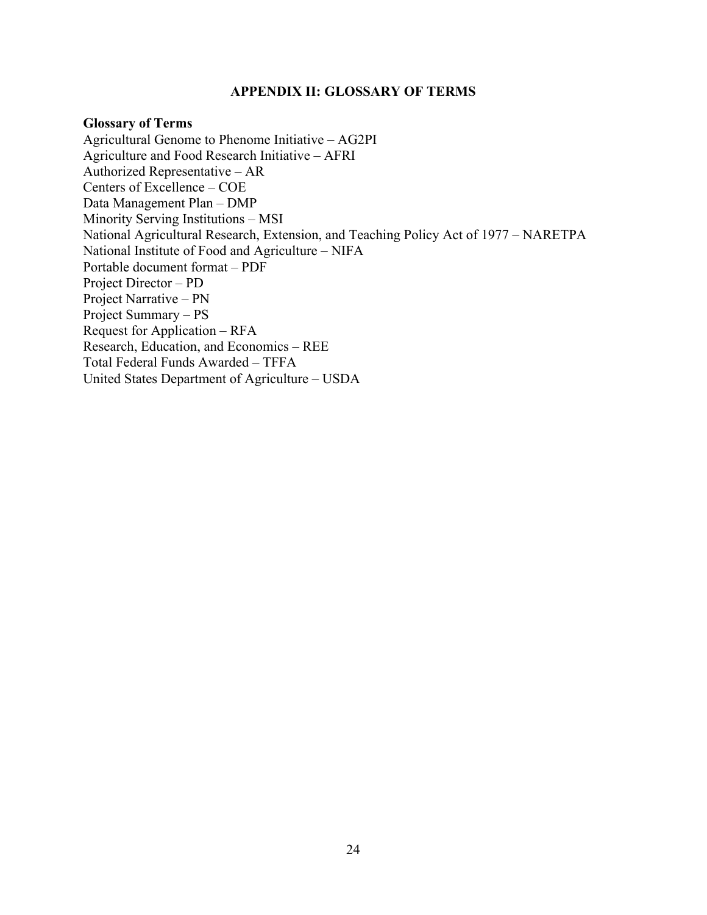# APPENDIX II: GLOSSARY OF TERMS

**Glossary of Terms**

Agricultural Genome to Phenome Initiative – AG2PI
Agriculture and Food Research Initiative – AFRI
Authorized Representative – AR
Centers of Excellence – COE
Data Management Plan – DMP
Minority Serving Institutions – MSI
National Agricultural Research, Extension, and Teaching Policy Act of 1977 – NARETPA
National Institute of Food and Agriculture – NIFA
Portable document format – PDF
Project Director – PD
Project Narrative – PN
Project Summary – PS
Request for Application – RFA
Research, Education, and Economics – REE
Total Federal Funds Awarded – TFFA
United States Department of Agriculture – USDA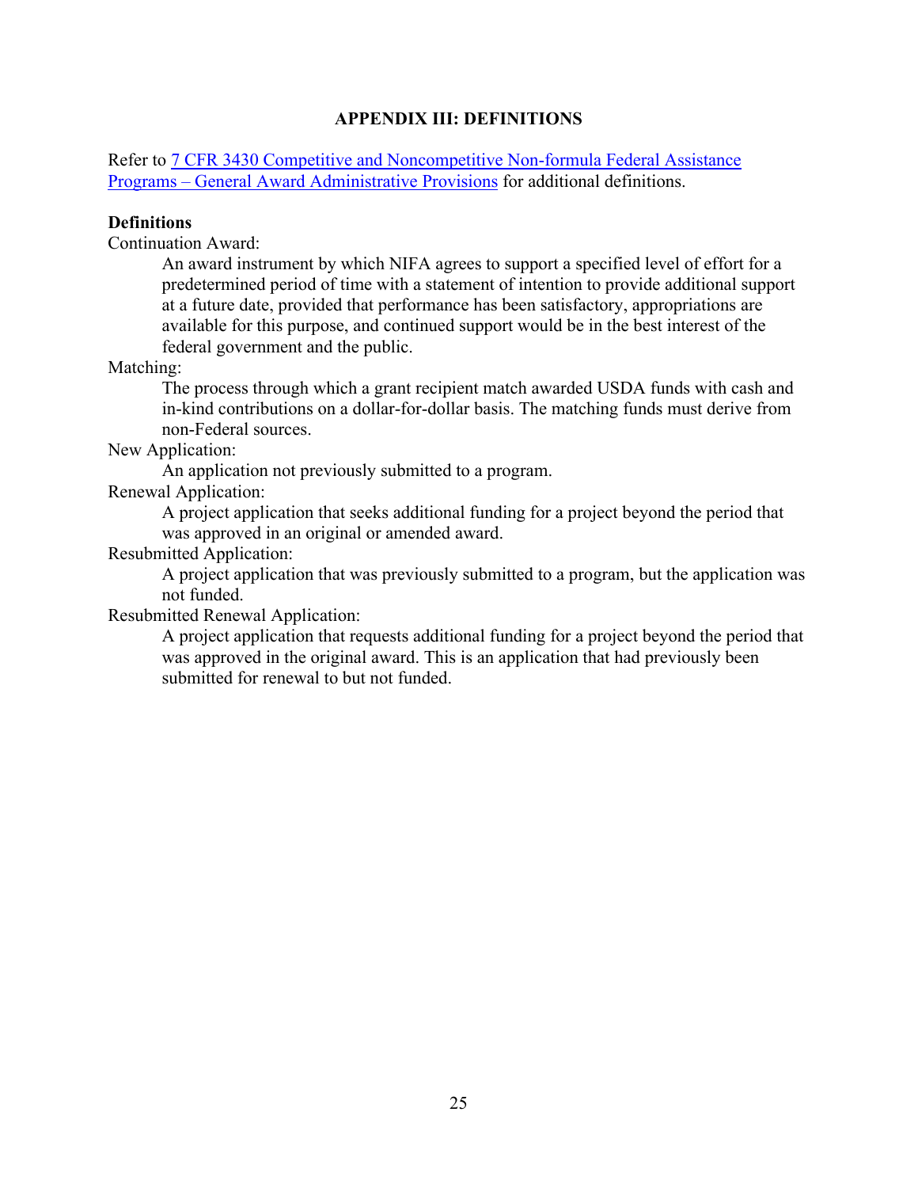## APPENDIX III: DEFINITIONS

Refer to [7 CFR 3430 Competitive and Noncompetitive Non-formula Federal Assistance Programs – General Award Administrative Provisions]() for additional definitions.

**Definitions**

Continuation Award:

An award instrument by which NIFA agrees to support a specified level of effort for a predetermined period of time with a statement of intention to provide additional support at a future date, provided that performance has been satisfactory, appropriations are available for this purpose, and continued support would be in the best interest of the federal government and the public.

Matching:

The process through which a grant recipient match awarded USDA funds with cash and in-kind contributions on a dollar-for-dollar basis. The matching funds must derive from non-Federal sources.

New Application:

An application not previously submitted to a program.

Renewal Application:

A project application that seeks additional funding for a project beyond the period that was approved in an original or amended award.

Resubmitted Application:

A project application that was previously submitted to a program, but the application was not funded.

Resubmitted Renewal Application:

A project application that requests additional funding for a project beyond the period that was approved in the original award. This is an application that had previously been submitted for renewal to but not funded.